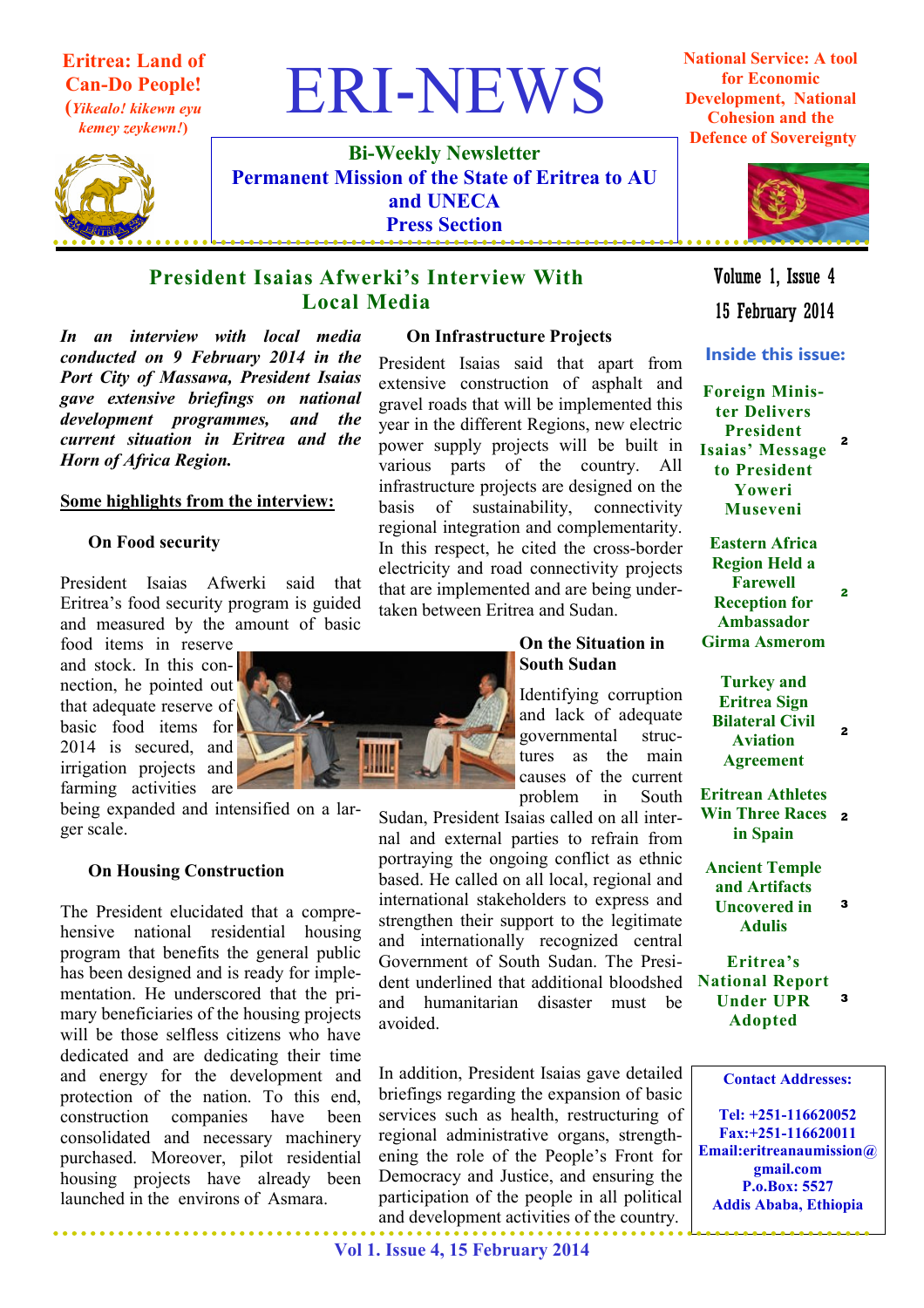**Eritrea: Land of Can-Do People!**
(*Yikealo! kikewn eyu kemey zeykewn!*)

# ERI-NEWS

**Bi-Weekly Newsletter**
**Permanent Mission of the State of Eritrea to AU and UNECA**
**Press Section**

**National Service: A tool for Economic Development, National Cohesion and the Defence of Sovereignty**

Volume 1, Issue 4
15 February 2014

**Inside this issue:**

| | |
|---|---|
| Foreign Minister Delivers President Isaias' Message to President Yoweri Museveni | 2 |
| Eastern Africa Region Held a Farewell Reception for Ambassador Girma Asmerom | 2 |
| Turkey and Eritrea Sign Bilateral Civil Aviation Agreement | 2 |
| Eritrean Athletes Win Three Races in Spain | 2 |
| Ancient Temple and Artifacts Uncovered in Adulis | 3 |
| Eritrea's National Report Under UPR Adopted | 3 |

**Contact Addresses:**

**Tel: +251-116620052**
**Fax:+251-116620011**
**Email:eritreanaumission@gmail.com**
**P.o.Box: 5527**
**Addis Ababa, Ethiopia**

## President Isaias Afwerki's Interview With Local Media

***In an interview with local media conducted on 9 February 2014 in the Port City of Massawa, President Isaias gave extensive briefings on national development programmes, and the current situation in Eritrea and the Horn of Africa Region.***

**Some highlights from the interview:**

### On Food security

President Isaias Afwerki said that Eritrea's food security program is guided and measured by the amount of basic food items in reserve and stock. In this connection, he pointed out that adequate reserve of basic food items for 2014 is secured, and irrigation projects and farming activities are being expanded and intensified on a larger scale.

### On Housing Construction

The President elucidated that a comprehensive national residential housing program that benefits the general public has been designed and is ready for implementation. He underscored that the primary beneficiaries of the housing projects will be those selfless citizens who have dedicated and are dedicating their time and energy for the development and protection of the nation. To this end, construction companies have been consolidated and necessary machinery purchased. Moreover, pilot residential housing projects have already been launched in the environs of Asmara.

### On Infrastructure Projects

President Isaias said that apart from extensive construction of asphalt and gravel roads that will be implemented this year in the different Regions, new electric power supply projects will be built in various parts of the country. All infrastructure projects are designed on the basis of sustainability, connectivity regional integration and complementarity. In this respect, he cited the cross-border electricity and road connectivity projects that are implemented and are being undertaken between Eritrea and Sudan.

### On the Situation in South Sudan

Identifying corruption and lack of adequate governmental structures as the main causes of the current problem in South Sudan, President Isaias called on all internal and external parties to refrain from portraying the ongoing conflict as ethnic based. He called on all local, regional and international stakeholders to express and strengthen their support to the legitimate and internationally recognized central Government of South Sudan. The President underlined that additional bloodshed and humanitarian disaster must be avoided.

In addition, President Isaias gave detailed briefings regarding the expansion of basic services such as health, restructuring of regional administrative organs, strengthening the role of the People's Front for Democracy and Justice, and ensuring the participation of the people in all political and development activities of the country.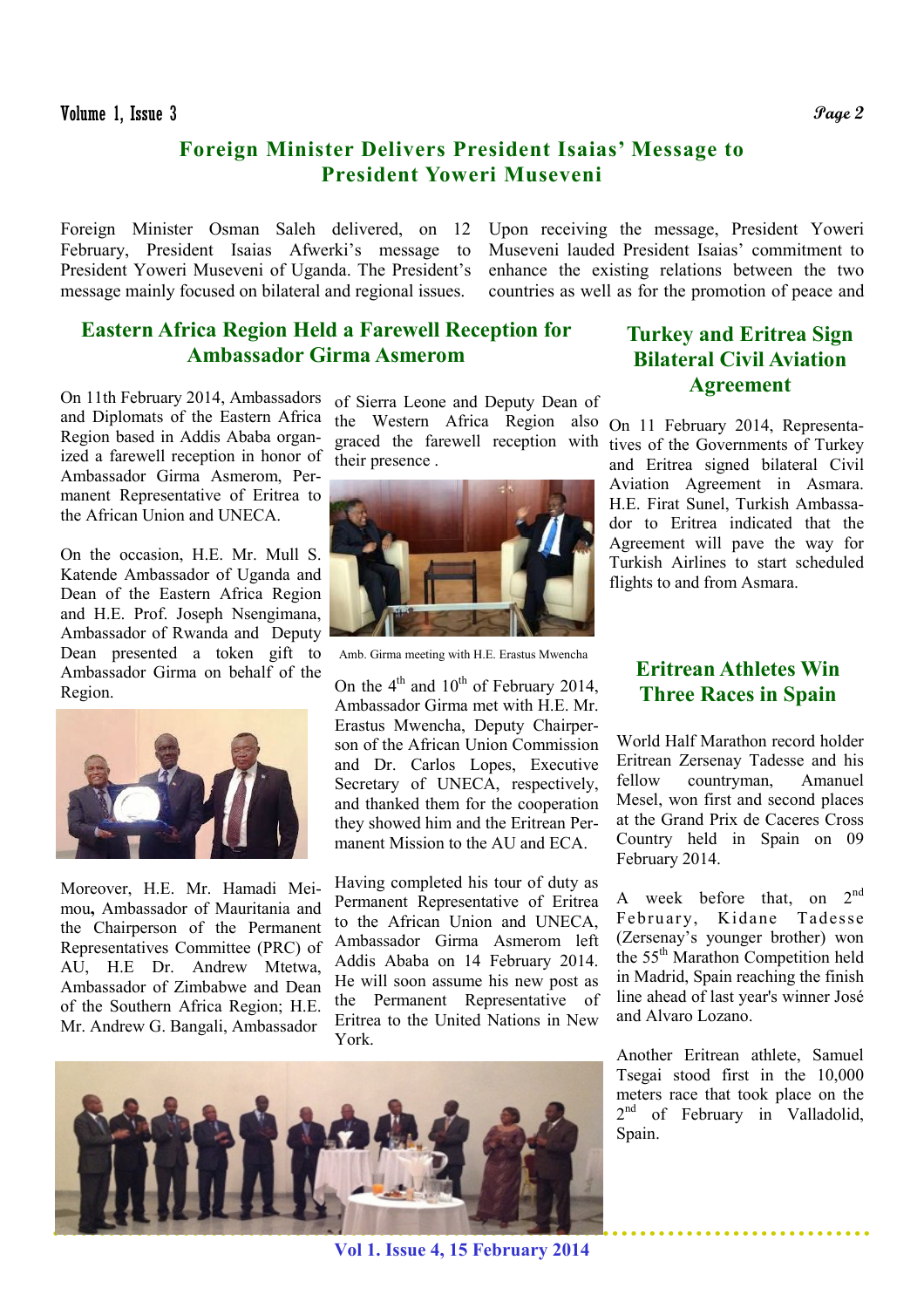## Foreign Minister Delivers President Isaias' Message to President Yoweri Museveni

Foreign Minister Osman Saleh delivered, on 12 February, President Isaias Afwerki's message to President Yoweri Museveni of Uganda. The President's message mainly focused on bilateral and regional issues.

Upon receiving the message, President Yoweri Museveni lauded President Isaias' commitment to enhance the existing relations between the two countries as well as for the promotion of peace and

## Eastern Africa Region Held a Farewell Reception for Ambassador Girma Asmerom

On 11th February 2014, Ambassadors and Diplomats of the Eastern Africa Region based in Addis Ababa organized a farewell reception in honor of Ambassador Girma Asmerom, Permanent Representative of Eritrea to the African Union and UNECA.

On the occasion, H.E. Mr. Mull S. Katende Ambassador of Uganda and Dean of the Eastern Africa Region and H.E. Prof. Joseph Nsengimana, Ambassador of Rwanda and Deputy Dean presented a token gift to Ambassador Girma on behalf of the Region.

Moreover, H.E. Mr. Hamadi Meimou, Ambassador of Mauritania and the Chairperson of the Permanent Representatives Committee (PRC) of AU, H.E Dr. Andrew Mtetwa, Ambassador of Zimbabwe and Dean of the Southern Africa Region; H.E. Mr. Andrew G. Bangali, Ambassador of Sierra Leone and Deputy Dean of the Western Africa Region also graced the farewell reception with their presence .

Amb. Girma meeting with H.E. Erastus Mwencha

On the 4th and 10th of February 2014, Ambassador Girma met with H.E. Mr. Erastus Mwencha, Deputy Chairperson of the African Union Commission and Dr. Carlos Lopes, Executive Secretary of UNECA, respectively, and thanked them for the cooperation they showed him and the Eritrean Permanent Mission to the AU and ECA.

Having completed his tour of duty as Permanent Representative of Eritrea to the African Union and UNECA, Ambassador Girma Asmerom left Addis Ababa on 14 February 2014. He will soon assume his new post as the Permanent Representative of Eritrea to the United Nations in New York.

## Turkey and Eritrea Sign Bilateral Civil Aviation Agreement

On 11 February 2014, Representatives of the Governments of Turkey and Eritrea signed bilateral Civil Aviation Agreement in Asmara. H.E. Firat Sunel, Turkish Ambassador to Eritrea indicated that the Agreement will pave the way for Turkish Airlines to start scheduled flights to and from Asmara.

## Eritrean Athletes Win Three Races in Spain

World Half Marathon record holder Eritrean Zersenay Tadesse and his fellow countryman, Amanuel Mesel, won first and second places at the Grand Prix de Caceres Cross Country held in Spain on 09 February 2014.

A week before that, on 2nd February, Kidane Tadesse (Zersenay's younger brother) won the 55th Marathon Competition held in Madrid, Spain reaching the finish line ahead of last year's winner José and Alvaro Lozano.

Another Eritrean athlete, Samuel Tsegai stood first in the 10,000 meters race that took place on the 2nd of February in Valladolid, Spain.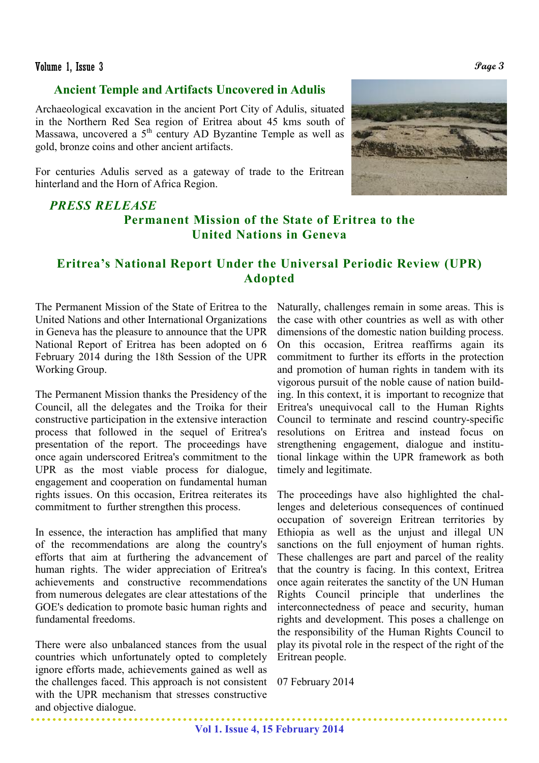## Ancient Temple and Artifacts Uncovered in Adulis

Archaeological excavation in the ancient Port City of Adulis, situated in the Northern Red Sea region of Eritrea about 45 kms south of Massawa, uncovered a 5th century AD Byzantine Temple as well as gold, bronze coins and other ancient artifacts.

For centuries Adulis served as a gateway of trade to the Eritrean hinterland and the Horn of Africa Region.

***PRESS RELEASE***

**Permanent Mission of the State of Eritrea to the United Nations in Geneva**

## Eritrea's National Report Under the Universal Periodic Review (UPR) Adopted

The Permanent Mission of the State of Eritrea to the United Nations and other International Organizations in Geneva has the pleasure to announce that the UPR National Report of Eritrea has been adopted on 6 February 2014 during the 18th Session of the UPR Working Group.

The Permanent Mission thanks the Presidency of the Council, all the delegates and the Troika for their constructive participation in the extensive interaction process that followed in the sequel of Eritrea's presentation of the report. The proceedings have once again underscored Eritrea's commitment to the UPR as the most viable process for dialogue, engagement and cooperation on fundamental human rights issues. On this occasion, Eritrea reiterates its commitment to further strengthen this process.

In essence, the interaction has amplified that many of the recommendations are along the country's efforts that aim at furthering the advancement of human rights. The wider appreciation of Eritrea's achievements and constructive recommendations from numerous delegates are clear attestations of the GOE's dedication to promote basic human rights and fundamental freedoms.

There were also unbalanced stances from the usual countries which unfortunately opted to completely ignore efforts made, achievements gained as well as the challenges faced. This approach is not consistent with the UPR mechanism that stresses constructive and objective dialogue.

Naturally, challenges remain in some areas. This is the case with other countries as well as with other dimensions of the domestic nation building process. On this occasion, Eritrea reaffirms again its commitment to further its efforts in the protection and promotion of human rights in tandem with its vigorous pursuit of the noble cause of nation building. In this context, it is important to recognize that Eritrea's unequivocal call to the Human Rights Council to terminate and rescind country-specific resolutions on Eritrea and instead focus on strengthening engagement, dialogue and institutional linkage within the UPR framework as both timely and legitimate.

The proceedings have also highlighted the challenges and deleterious consequences of continued occupation of sovereign Eritrean territories by Ethiopia as well as the unjust and illegal UN sanctions on the full enjoyment of human rights. These challenges are part and parcel of the reality that the country is facing. In this context, Eritrea once again reiterates the sanctity of the UN Human Rights Council principle that underlines the interconnectedness of peace and security, human rights and development. This poses a challenge on the responsibility of the Human Rights Council to play its pivotal role in the respect of the right of the Eritrean people.

07 February 2014